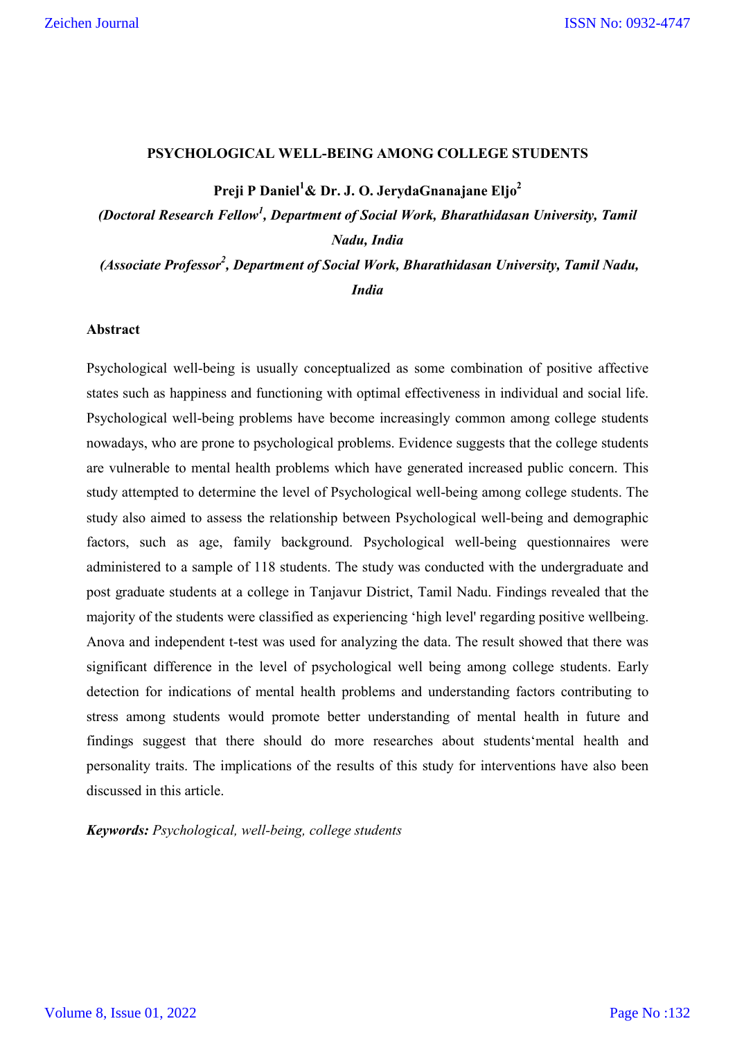# PSYCHOLOGICAL WELL-BEING AMONG COLLEGE STUDENTS

**Preji P Daniel[1]& Dr. J. O. JerydaGnanajane Eljo[2]**

***(Doctoral Research Fellow[1], Department of Social Work, Bharathidasan University, Tamil Nadu, India***

***(Associate Professor[2], Department of Social Work, Bharathidasan University, Tamil Nadu, India***

## Abstract

Psychological well-being is usually conceptualized as some combination of positive affective states such as happiness and functioning with optimal effectiveness in individual and social life. Psychological well-being problems have become increasingly common among college students nowadays, who are prone to psychological problems. Evidence suggests that the college students are vulnerable to mental health problems which have generated increased public concern. This study attempted to determine the level of Psychological well-being among college students. The study also aimed to assess the relationship between Psychological well-being and demographic factors, such as age, family background. Psychological well-being questionnaires were administered to a sample of 118 students. The study was conducted with the undergraduate and post graduate students at a college in Tanjavur District, Tamil Nadu. Findings revealed that the majority of the students were classified as experiencing 'high level' regarding positive wellbeing. Anova and independent t-test was used for analyzing the data. The result showed that there was significant difference in the level of psychological well being among college students. Early detection for indications of mental health problems and understanding factors contributing to stress among students would promote better understanding of mental health in future and findings suggest that there should do more researches about students'mental health and personality traits. The implications of the results of this study for interventions have also been discussed in this article.

***Keywords:*** *Psychological, well-being, college students*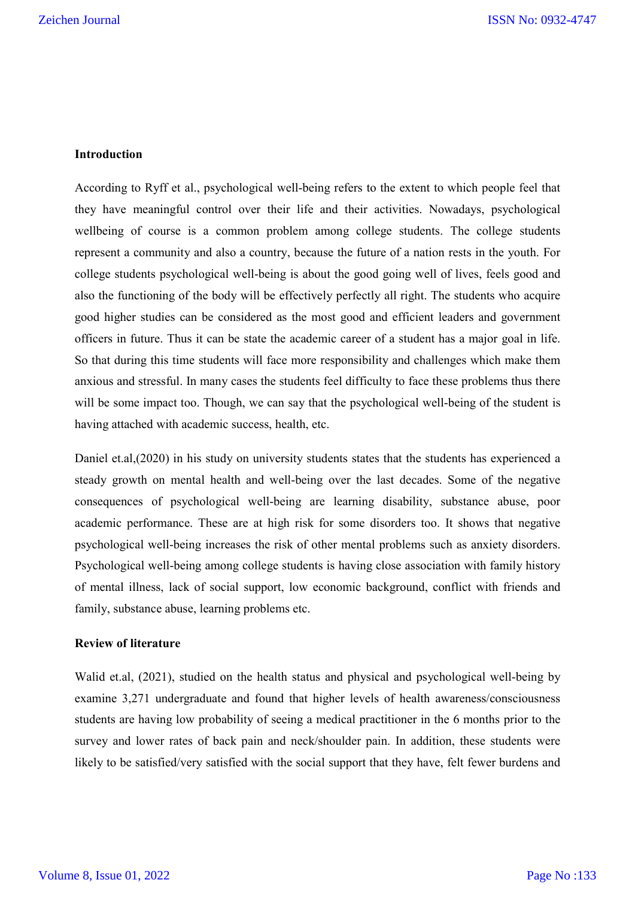**Introduction**

According to Ryff et al., psychological well-being refers to the extent to which people feel that they have meaningful control over their life and their activities. Nowadays, psychological wellbeing of course is a common problem among college students. The college students represent a community and also a country, because the future of a nation rests in the youth. For college students psychological well-being is about the good going well of lives, feels good and also the functioning of the body will be effectively perfectly all right. The students who acquire good higher studies can be considered as the most good and efficient leaders and government officers in future. Thus it can be state the academic career of a student has a major goal in life. So that during this time students will face more responsibility and challenges which make them anxious and stressful. In many cases the students feel difficulty to face these problems thus there will be some impact too. Though, we can say that the psychological well-being of the student is having attached with academic success, health, etc.

Daniel et.al,(2020) in his study on university students states that the students has experienced a steady growth on mental health and well-being over the last decades. Some of the negative consequences of psychological well-being are learning disability, substance abuse, poor academic performance. These are at high risk for some disorders too. It shows that negative psychological well-being increases the risk of other mental problems such as anxiety disorders. Psychological well-being among college students is having close association with family history of mental illness, lack of social support, low economic background, conflict with friends and family, substance abuse, learning problems etc.

**Review of literature**

Walid et.al, (2021), studied on the health status and physical and psychological well-being by examine 3,271 undergraduate and found that higher levels of health awareness/consciousness students are having low probability of seeing a medical practitioner in the 6 months prior to the survey and lower rates of back pain and neck/shoulder pain. In addition, these students were likely to be satisfied/very satisfied with the social support that they have, felt fewer burdens and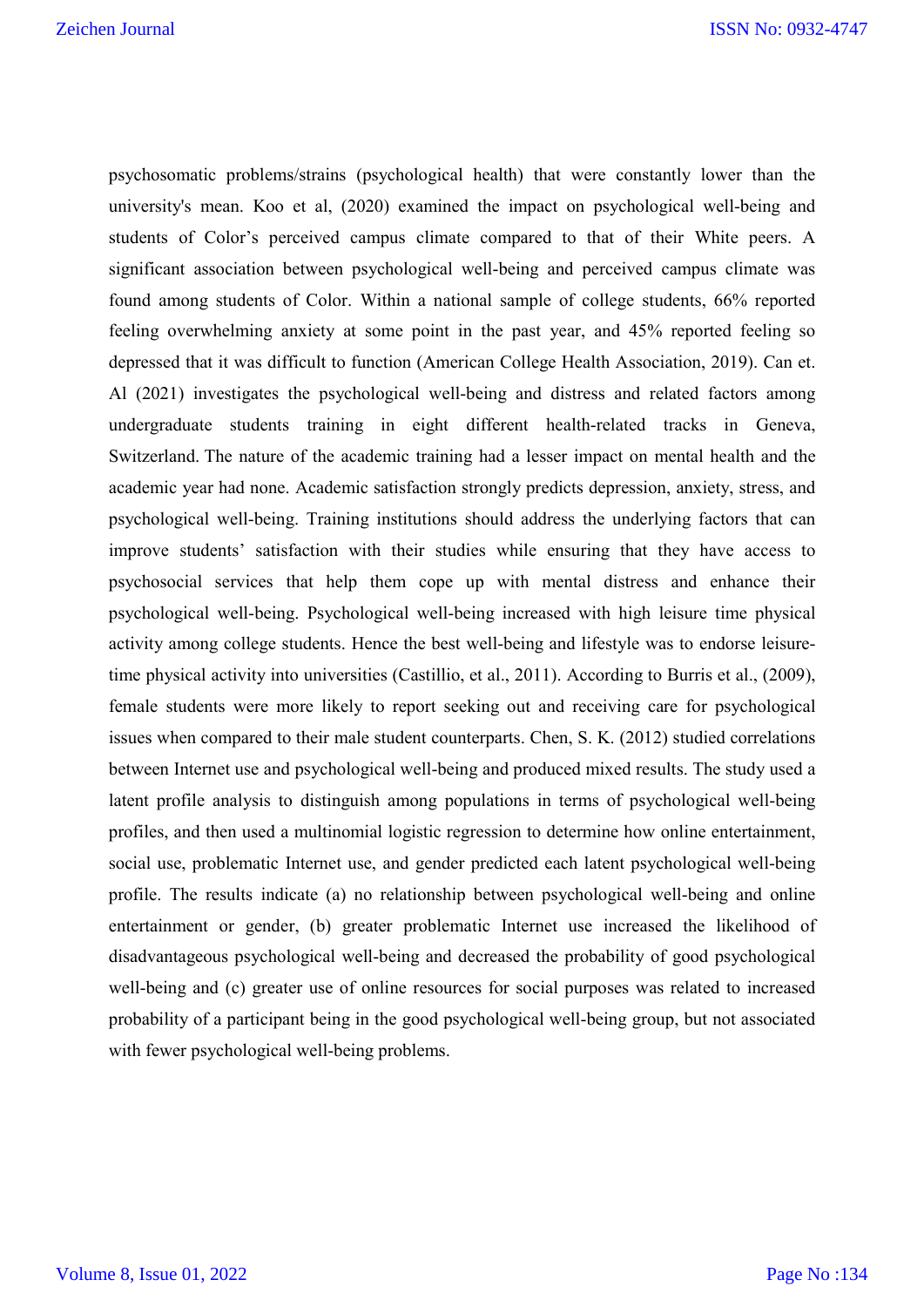psychosomatic problems/strains (psychological health) that were constantly lower than the university's mean. Koo et al, (2020) examined the impact on psychological well-being and students of Color's perceived campus climate compared to that of their White peers. A significant association between psychological well-being and perceived campus climate was found among students of Color. Within a national sample of college students, 66% reported feeling overwhelming anxiety at some point in the past year, and 45% reported feeling so depressed that it was difficult to function (American College Health Association, 2019). Can et. Al (2021) investigates the psychological well-being and distress and related factors among undergraduate students training in eight different health-related tracks in Geneva, Switzerland. The nature of the academic training had a lesser impact on mental health and the academic year had none. Academic satisfaction strongly predicts depression, anxiety, stress, and psychological well-being. Training institutions should address the underlying factors that can improve students' satisfaction with their studies while ensuring that they have access to psychosocial services that help them cope up with mental distress and enhance their psychological well-being. Psychological well-being increased with high leisure time physical activity among college students. Hence the best well-being and lifestyle was to endorse leisure-time physical activity into universities (Castillio, et al., 2011). According to Burris et al., (2009), female students were more likely to report seeking out and receiving care for psychological issues when compared to their male student counterparts. Chen, S. K. (2012) studied correlations between Internet use and psychological well-being and produced mixed results. The study used a latent profile analysis to distinguish among populations in terms of psychological well-being profiles, and then used a multinomial logistic regression to determine how online entertainment, social use, problematic Internet use, and gender predicted each latent psychological well-being profile. The results indicate (a) no relationship between psychological well-being and online entertainment or gender, (b) greater problematic Internet use increased the likelihood of disadvantageous psychological well-being and decreased the probability of good psychological well-being and (c) greater use of online resources for social purposes was related to increased probability of a participant being in the good psychological well-being group, but not associated with fewer psychological well-being problems.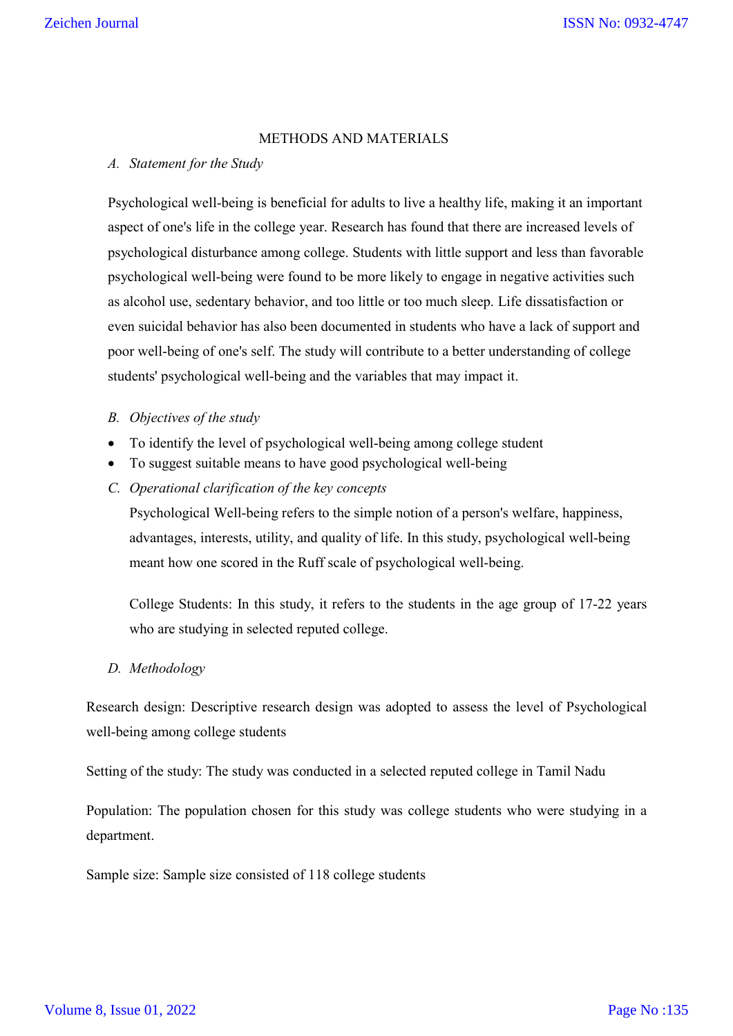## METHODS AND MATERIALS

### *A. Statement for the Study*

Psychological well-being is beneficial for adults to live a healthy life, making it an important aspect of one's life in the college year. Research has found that there are increased levels of psychological disturbance among college. Students with little support and less than favorable psychological well-being were found to be more likely to engage in negative activities such as alcohol use, sedentary behavior, and too little or too much sleep. Life dissatisfaction or even suicidal behavior has also been documented in students who have a lack of support and poor well-being of one's self. The study will contribute to a better understanding of college students' psychological well-being and the variables that may impact it.

### *B. Objectives of the study*

- To identify the level of psychological well-being among college student
- To suggest suitable means to have good psychological well-being

### *C. Operational clarification of the key concepts*

Psychological Well-being refers to the simple notion of a person's welfare, happiness, advantages, interests, utility, and quality of life. In this study, psychological well-being meant how one scored in the Ruff scale of psychological well-being.

College Students: In this study, it refers to the students in the age group of 17-22 years who are studying in selected reputed college.

### *D. Methodology*

Research design: Descriptive research design was adopted to assess the level of Psychological well-being among college students

Setting of the study: The study was conducted in a selected reputed college in Tamil Nadu

Population: The population chosen for this study was college students who were studying in a department.

Sample size: Sample size consisted of 118 college students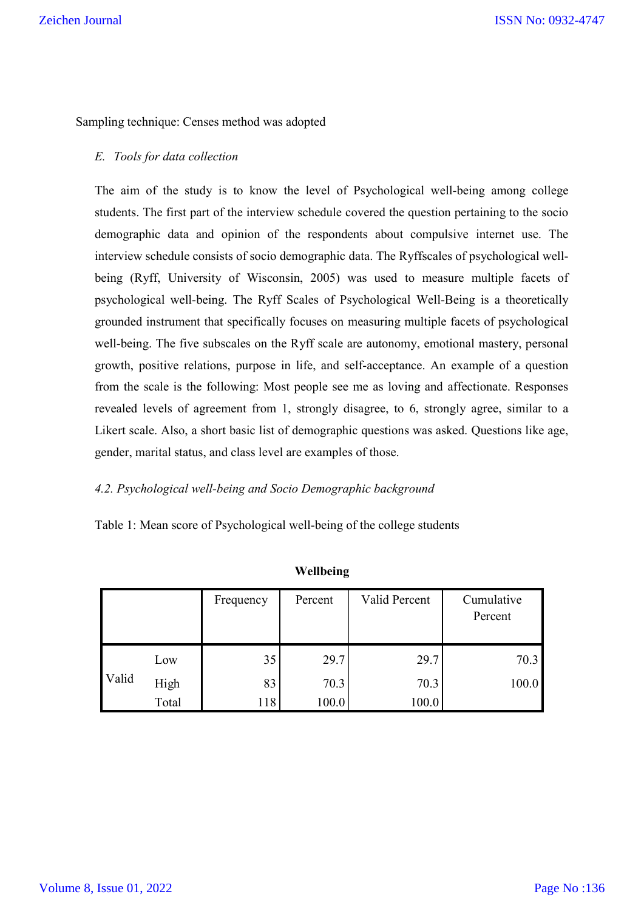Sampling technique: Censes method was adopted

*E. Tools for data collection*

The aim of the study is to know the level of Psychological well-being among college students. The first part of the interview schedule covered the question pertaining to the socio demographic data and opinion of the respondents about compulsive internet use. The interview schedule consists of socio demographic data. The Ryffscales of psychological well-being (Ryff, University of Wisconsin, 2005) was used to measure multiple facets of psychological well-being. The Ryff Scales of Psychological Well-Being is a theoretically grounded instrument that specifically focuses on measuring multiple facets of psychological well-being. The five subscales on the Ryff scale are autonomy, emotional mastery, personal growth, positive relations, purpose in life, and self-acceptance. An example of a question from the scale is the following: Most people see me as loving and affectionate. Responses revealed levels of agreement from 1, strongly disagree, to 6, strongly agree, similar to a Likert scale. Also, a short basic list of demographic questions was asked. Questions like age, gender, marital status, and class level are examples of those.

*4.2. Psychological well-being and Socio Demographic background*

Table 1: Mean score of Psychological well-being of the college students

**Wellbeing**

| | | Frequency | Percent | Valid Percent | Cumulative Percent |
|---|---|---|---|---|---|
| Valid | Low | 35 | 29.7 | 29.7 | 70.3 |
| | High | 83 | 70.3 | 70.3 | 100.0 |
| | Total | 118 | 100.0 | 100.0 | |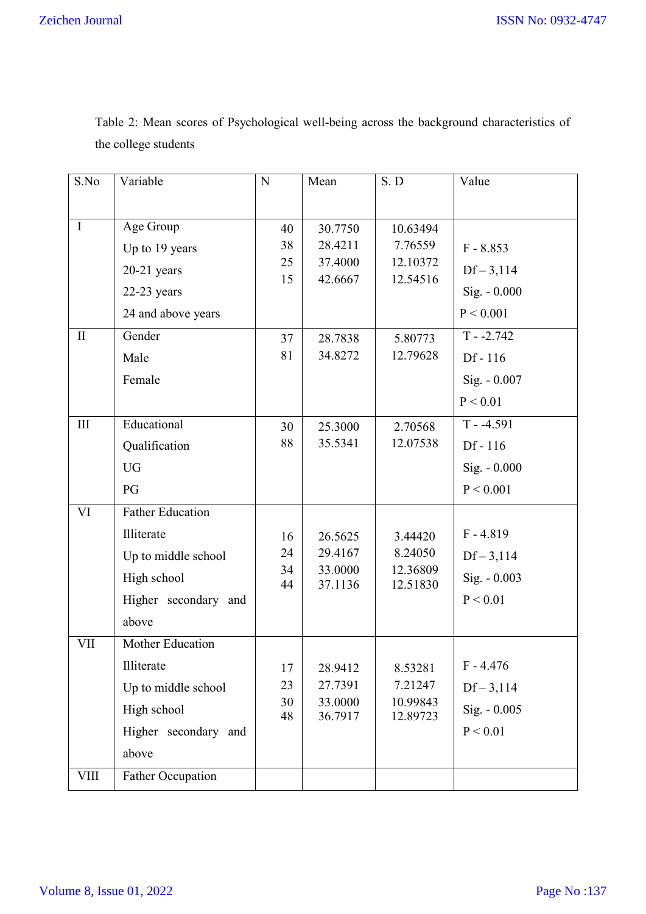Table 2: Mean scores of Psychological well-being across the background characteristics of the college students

| S.No | Variable | N | Mean | S. D | Value |
|---|---|---|---|---|---|
| I | Age Group | | | | |
| | Up to 19 years | 40 | 30.7750 | 10.63494 | F - 8.853 |
| | 20-21 years | 38 | 28.4211 | 7.76559 | Df – 3,114 |
| | 22-23 years | 25 | 37.4000 | 12.10372 | Sig. - 0.000 |
| | 24 and above years | 15 | 42.6667 | 12.54516 | P < 0.001 |
| II | Gender | | | | T - -2.742 |
| | Male | 37 | 28.7838 | 5.80773 | Df - 116 |
| | Female | 81 | 34.8272 | 12.79628 | Sig. - 0.007 |
| | | | | | P < 0.01 |
| III | Educational Qualification | | | | T - -4.591 |
| | UG | 30 | 25.3000 | 2.70568 | Df - 116 |
| | PG | 88 | 35.5341 | 12.07538 | Sig. - 0.000 |
| | | | | | P < 0.001 |
| VI | Father Education | | | | |
| | Illiterate | 16 | 26.5625 | 3.44420 | F - 4.819 |
| | Up to middle school | 24 | 29.4167 | 8.24050 | Df – 3,114 |
| | High school | 34 | 33.0000 | 12.36809 | Sig. - 0.003 |
| | Higher secondary and above | 44 | 37.1136 | 12.51830 | P < 0.01 |
| VII | Mother Education | | | | |
| | Illiterate | 17 | 28.9412 | 8.53281 | F - 4.476 |
| | Up to middle school | 23 | 27.7391 | 7.21247 | Df – 3,114 |
| | High school | 30 | 33.0000 | 10.99843 | Sig. - 0.005 |
| | Higher secondary and above | 48 | 36.7917 | 12.89723 | P < 0.01 |
| VIII | Father Occupation | | | | |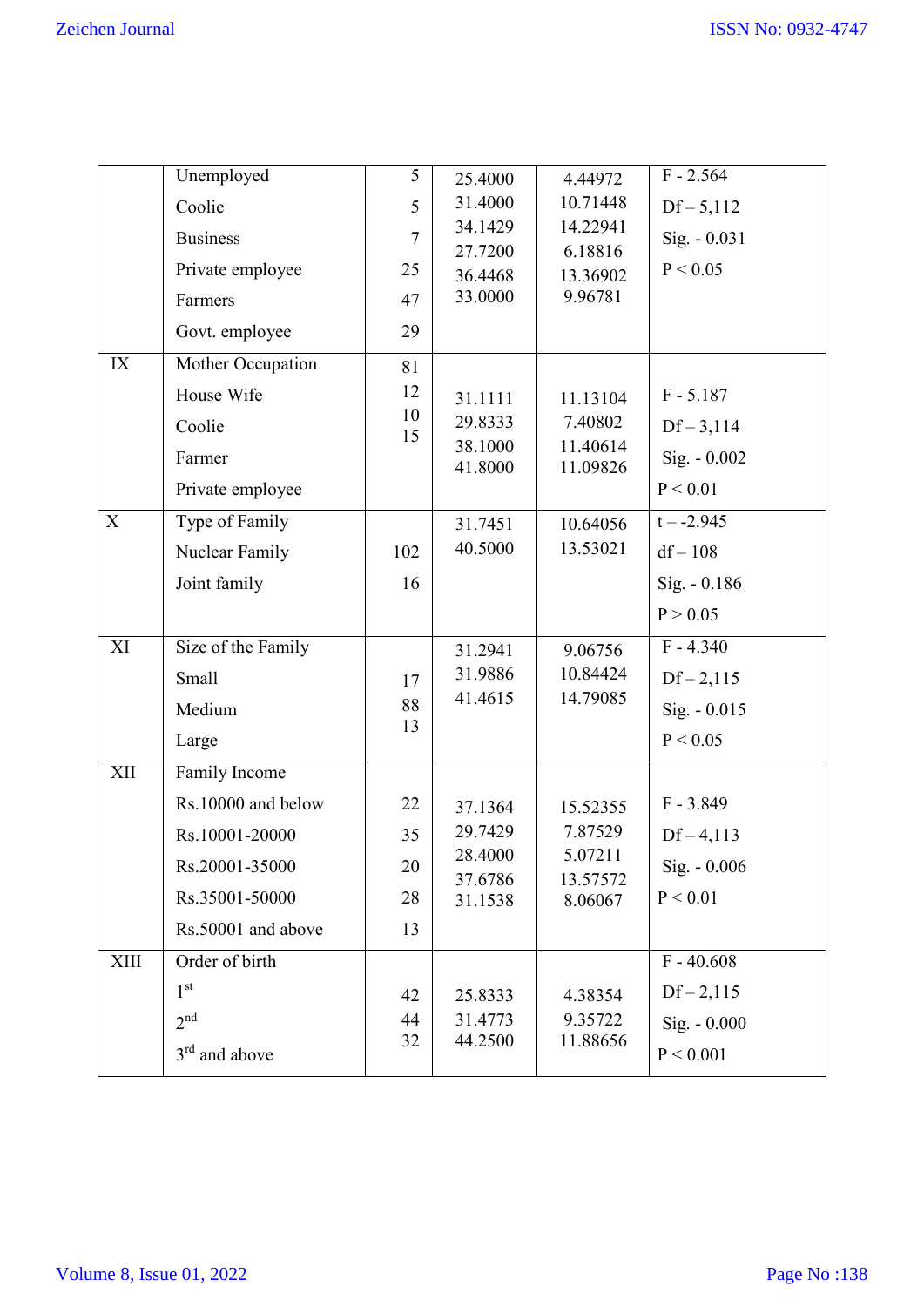| | | | | | |
|---|---|---|---|---|---|
| | Unemployed | 5 | 25.4000 | 4.44972 | F - 2.564 |
| | Coolie | 5 | 31.4000 | 10.71448 | Df – 5,112 |
| | Business | 7 | 34.1429 | 14.22941 | Sig. - 0.031 |
| | Private employee | 25 | 27.7200 | 6.18816 | P < 0.05 |
| | Farmers | 47 | 36.4468 | 13.36902 | |
| | Govt. employee | 29 | 33.0000 | 9.96781 | |
| IX | Mother Occupation | | | | |
| | House Wife | 81 | 31.1111 | 11.13104 | F - 5.187 |
| | Coolie | 12 | 29.8333 | 7.40802 | Df – 3,114 |
| | Farmer | 10 | 38.1000 | 11.40614 | Sig. - 0.002 |
| | Private employee | 15 | 41.8000 | 11.09826 | P < 0.01 |
| X | Type of Family | | | | t – -2.945 |
| | Nuclear Family | 102 | 31.7451 | 10.64056 | df – 108 |
| | Joint family | 16 | 40.5000 | 13.53021 | Sig. - 0.186 |
| | | | | | P > 0.05 |
| XI | Size of the Family | | | | F - 4.340 |
| | Small | 17 | 31.2941 | 9.06756 | Df – 2,115 |
| | Medium | 88 | 31.9886 | 10.84424 | Sig. - 0.015 |
| | Large | 13 | 41.4615 | 14.79085 | P < 0.05 |
| XII | Family Income | | | | |
| | Rs.10000 and below | 22 | 37.1364 | 15.52355 | F - 3.849 |
| | Rs.10001-20000 | 35 | 29.7429 | 7.87529 | Df – 4,113 |
| | Rs.20001-35000 | 20 | 28.4000 | 5.07211 | Sig. - 0.006 |
| | Rs.35001-50000 | 28 | 37.6786 | 13.57572 | P < 0.01 |
| | Rs.50001 and above | 13 | 31.1538 | 8.06067 | |
| XIII | Order of birth | | | | F - 40.608 |
| | 1st | 42 | 25.8333 | 4.38354 | Df – 2,115 |
| | 2nd | 44 | 31.4773 | 9.35722 | Sig. - 0.000 |
| | 3rd and above | 32 | 44.2500 | 11.88656 | P < 0.001 |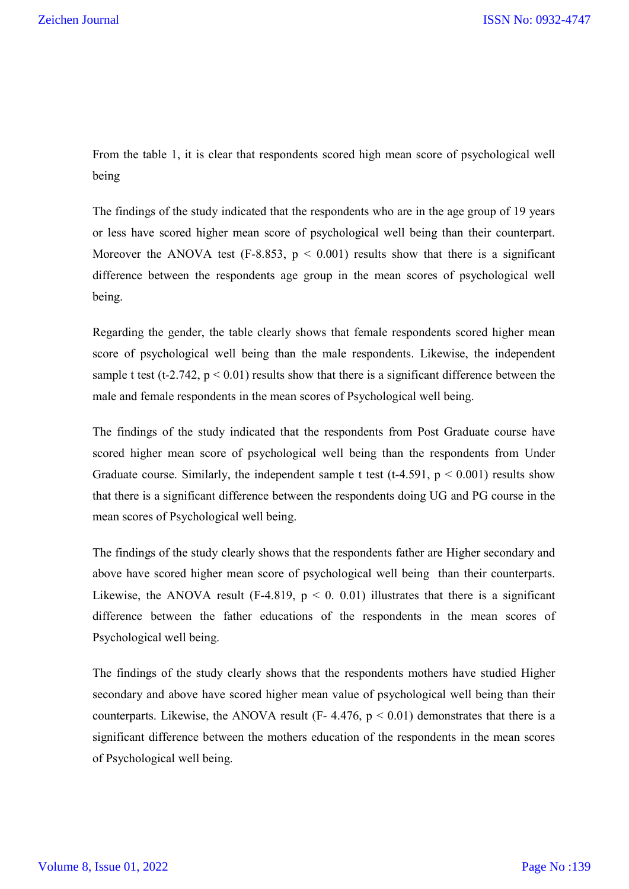From the table 1, it is clear that respondents scored high mean score of psychological well being

The findings of the study indicated that the respondents who are in the age group of 19 years or less have scored higher mean score of psychological well being than their counterpart. Moreover the ANOVA test (F-8.853, $p < 0.001$) results show that there is a significant difference between the respondents age group in the mean scores of psychological well being.

Regarding the gender, the table clearly shows that female respondents scored higher mean score of psychological well being than the male respondents. Likewise, the independent sample t test (t-2.742, $p < 0.01$) results show that there is a significant difference between the male and female respondents in the mean scores of Psychological well being.

The findings of the study indicated that the respondents from Post Graduate course have scored higher mean score of psychological well being than the respondents from Under Graduate course. Similarly, the independent sample t test (t-4.591, $p < 0.001$) results show that there is a significant difference between the respondents doing UG and PG course in the mean scores of Psychological well being.

The findings of the study clearly shows that the respondents father are Higher secondary and above have scored higher mean score of psychological well being than their counterparts. Likewise, the ANOVA result (F-4.819, $p < 0.$ 0.01) illustrates that there is a significant difference between the father educations of the respondents in the mean scores of Psychological well being.

The findings of the study clearly shows that the respondents mothers have studied Higher secondary and above have scored higher mean value of psychological well being than their counterparts. Likewise, the ANOVA result (F- 4.476, $p < 0.01$) demonstrates that there is a significant difference between the mothers education of the respondents in the mean scores of Psychological well being.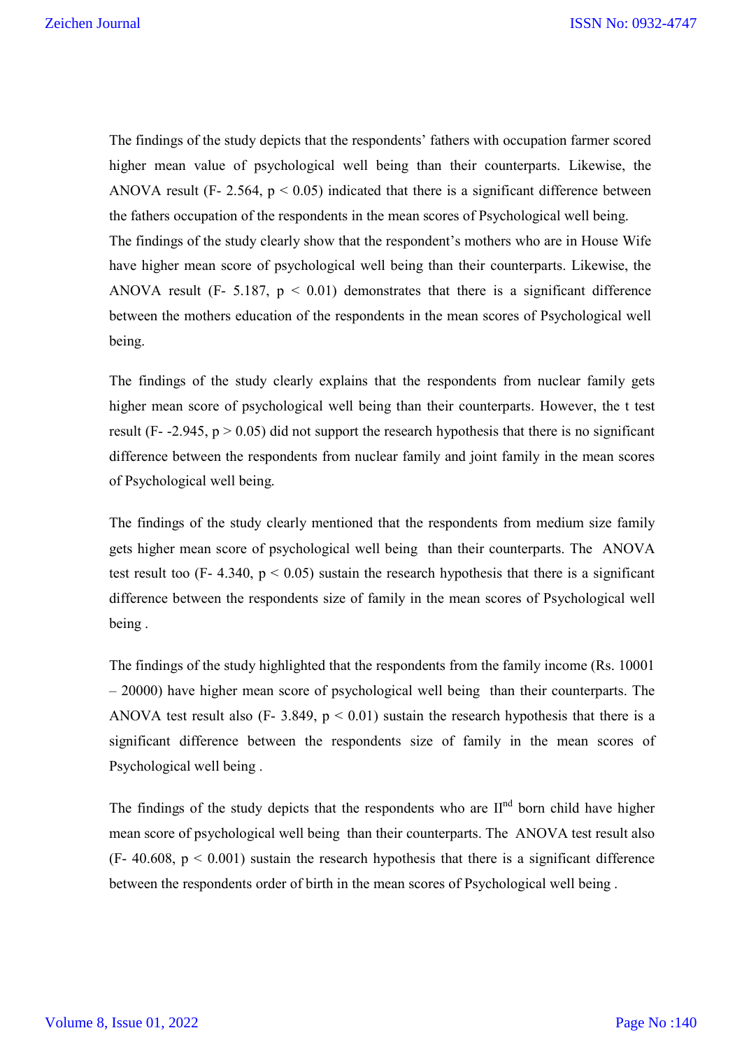The findings of the study depicts that the respondents' fathers with occupation farmer scored higher mean value of psychological well being than their counterparts. Likewise, the ANOVA result (F- 2.564, $p < 0.05$) indicated that there is a significant difference between the fathers occupation of the respondents in the mean scores of Psychological well being.
The findings of the study clearly show that the respondent's mothers who are in House Wife have higher mean score of psychological well being than their counterparts. Likewise, the ANOVA result (F- 5.187, $p < 0.01$) demonstrates that there is a significant difference between the mothers education of the respondents in the mean scores of Psychological well being.

The findings of the study clearly explains that the respondents from nuclear family gets higher mean score of psychological well being than their counterparts. However, the t test result (F- -2.945, $p > 0.05$) did not support the research hypothesis that there is no significant difference between the respondents from nuclear family and joint family in the mean scores of Psychological well being.

The findings of the study clearly mentioned that the respondents from medium size family gets higher mean score of psychological well being than their counterparts. The ANOVA test result too (F- 4.340, $p < 0.05$) sustain the research hypothesis that there is a significant difference between the respondents size of family in the mean scores of Psychological well being .

The findings of the study highlighted that the respondents from the family income (Rs. 10001 – 20000) have higher mean score of psychological well being than their counterparts. The ANOVA test result also (F- 3.849, $p < 0.01$) sustain the research hypothesis that there is a significant difference between the respondents size of family in the mean scores of Psychological well being .

The findings of the study depicts that the respondents who are II$^{nd}$ born child have higher mean score of psychological well being than their counterparts. The ANOVA test result also (F- 40.608, $p < 0.001$) sustain the research hypothesis that there is a significant difference between the respondents order of birth in the mean scores of Psychological well being .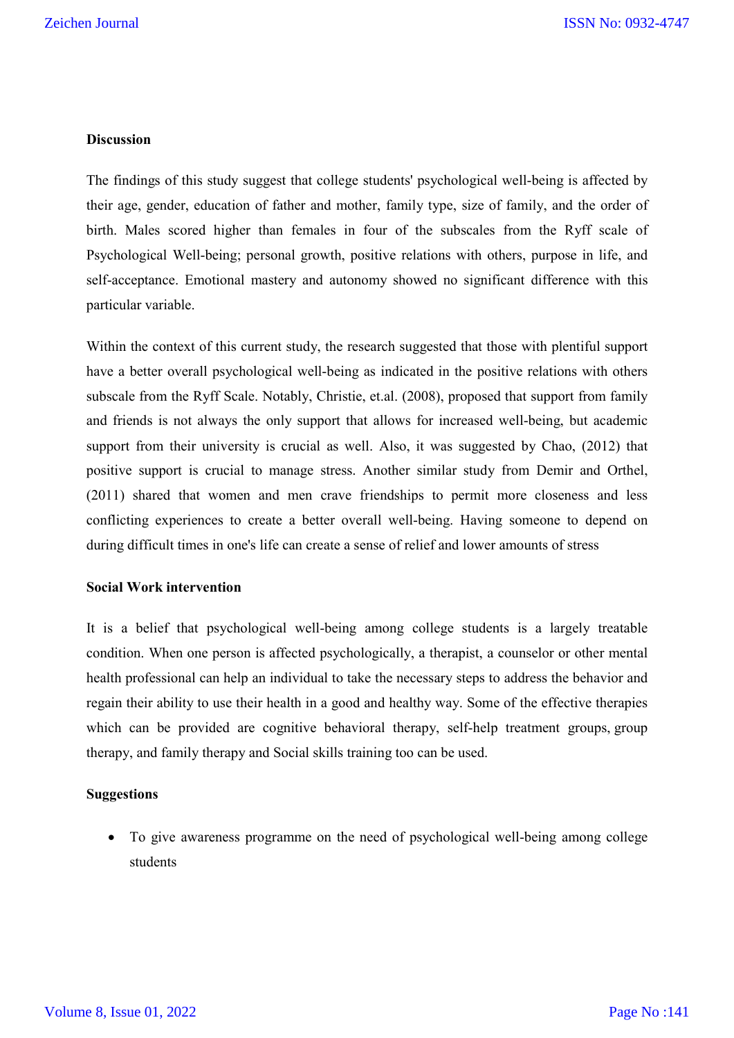## Discussion

The findings of this study suggest that college students' psychological well-being is affected by their age, gender, education of father and mother, family type, size of family, and the order of birth. Males scored higher than females in four of the subscales from the Ryff scale of Psychological Well-being; personal growth, positive relations with others, purpose in life, and self-acceptance. Emotional mastery and autonomy showed no significant difference with this particular variable.

Within the context of this current study, the research suggested that those with plentiful support have a better overall psychological well-being as indicated in the positive relations with others subscale from the Ryff Scale. Notably, Christie, et.al. (2008), proposed that support from family and friends is not always the only support that allows for increased well-being, but academic support from their university is crucial as well. Also, it was suggested by Chao, (2012) that positive support is crucial to manage stress. Another similar study from Demir and Orthel, (2011) shared that women and men crave friendships to permit more closeness and less conflicting experiences to create a better overall well-being. Having someone to depend on during difficult times in one's life can create a sense of relief and lower amounts of stress

## Social Work intervention

It is a belief that psychological well-being among college students is a largely treatable condition. When one person is affected psychologically, a therapist, a counselor or other mental health professional can help an individual to take the necessary steps to address the behavior and regain their ability to use their health in a good and healthy way. Some of the effective therapies which can be provided are cognitive behavioral therapy, self-help treatment groups, group therapy, and family therapy and Social skills training too can be used.

## Suggestions

- To give awareness programme on the need of psychological well-being among college students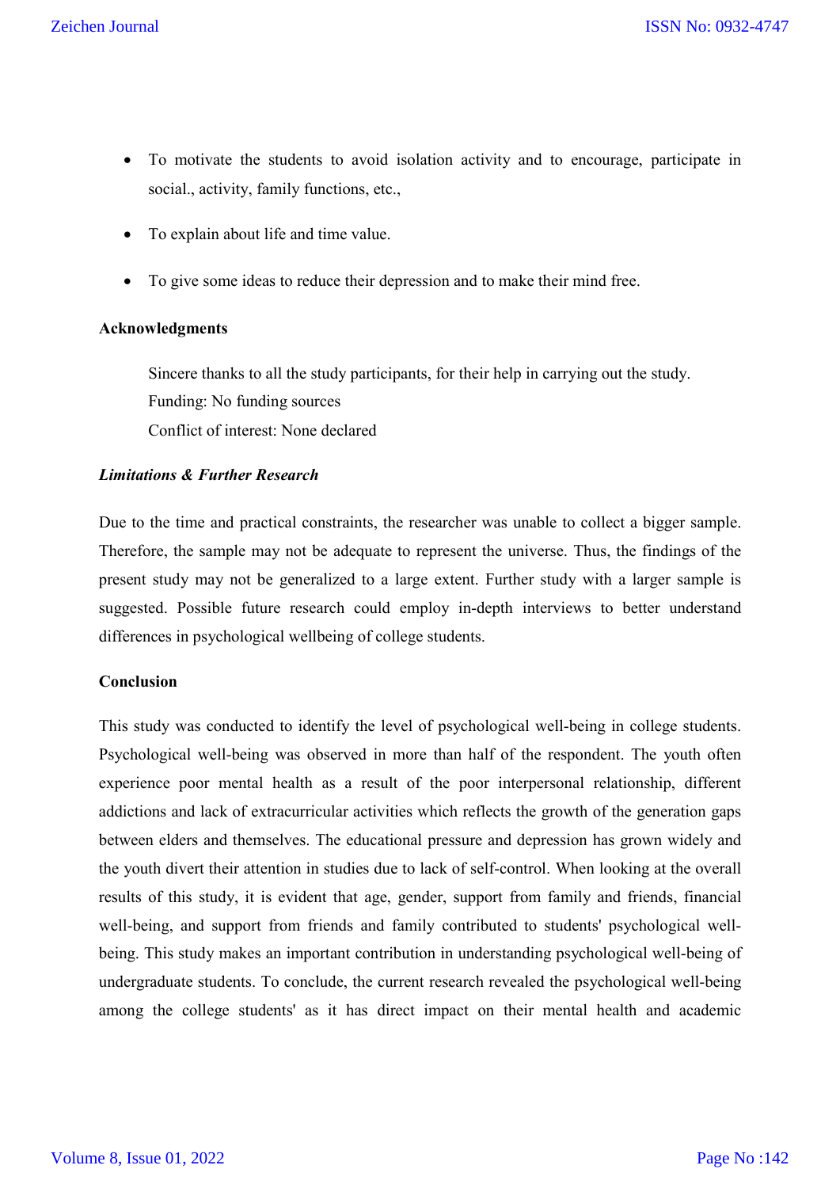- To motivate the students to avoid isolation activity and to encourage, participate in social., activity, family functions, etc.,
- To explain about life and time value.
- To give some ideas to reduce their depression and to make their mind free.

**Acknowledgments**

Sincere thanks to all the study participants, for their help in carrying out the study.
Funding: No funding sources
Conflict of interest: None declared

***Limitations & Further Research***

Due to the time and practical constraints, the researcher was unable to collect a bigger sample. Therefore, the sample may not be adequate to represent the universe. Thus, the findings of the present study may not be generalized to a large extent. Further study with a larger sample is suggested. Possible future research could employ in-depth interviews to better understand differences in psychological wellbeing of college students.

**Conclusion**

This study was conducted to identify the level of psychological well-being in college students. Psychological well-being was observed in more than half of the respondent. The youth often experience poor mental health as a result of the poor interpersonal relationship, different addictions and lack of extracurricular activities which reflects the growth of the generation gaps between elders and themselves. The educational pressure and depression has grown widely and the youth divert their attention in studies due to lack of self-control. When looking at the overall results of this study, it is evident that age, gender, support from family and friends, financial well-being, and support from friends and family contributed to students' psychological well-being. This study makes an important contribution in understanding psychological well-being of undergraduate students. To conclude, the current research revealed the psychological well-being among the college students' as it has direct impact on their mental health and academic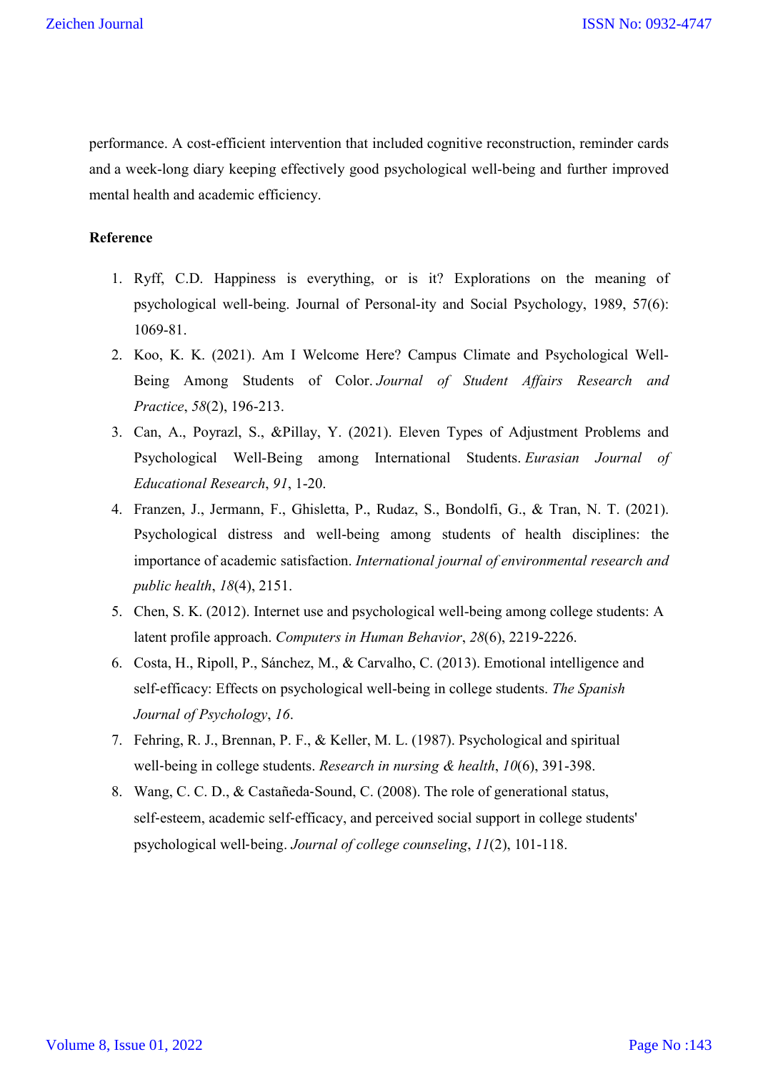performance. A cost-efficient intervention that included cognitive reconstruction, reminder cards and a week-long diary keeping effectively good psychological well-being and further improved mental health and academic efficiency.

**Reference**

1. Ryff, C.D. Happiness is everything, or is it? Explorations on the meaning of psychological well-being. Journal of Personal-ity and Social Psychology, 1989, 57(6): 1069-81.
2. Koo, K. K. (2021). Am I Welcome Here? Campus Climate and Psychological Well-Being Among Students of Color. *Journal of Student Affairs Research and Practice*, *58*(2), 196-213.
3. Can, A., Poyrazl, S., &Pillay, Y. (2021). Eleven Types of Adjustment Problems and Psychological Well-Being among International Students. *Eurasian Journal of Educational Research*, *91*, 1-20.
4. Franzen, J., Jermann, F., Ghisletta, P., Rudaz, S., Bondolfi, G., & Tran, N. T. (2021). Psychological distress and well-being among students of health disciplines: the importance of academic satisfaction. *International journal of environmental research and public health*, *18*(4), 2151.
5. Chen, S. K. (2012). Internet use and psychological well-being among college students: A latent profile approach. *Computers in Human Behavior*, *28*(6), 2219-2226.
6. Costa, H., Ripoll, P., Sánchez, M., & Carvalho, C. (2013). Emotional intelligence and self-efficacy: Effects on psychological well-being in college students. *The Spanish Journal of Psychology*, *16*.
7. Fehring, R. J., Brennan, P. F., & Keller, M. L. (1987). Psychological and spiritual well-being in college students. *Research in nursing & health*, *10*(6), 391-398.
8. Wang, C. C. D., & Castañeda-Sound, C. (2008). The role of generational status, self-esteem, academic self-efficacy, and perceived social support in college students' psychological well-being. *Journal of college counseling*, *11*(2), 101-118.